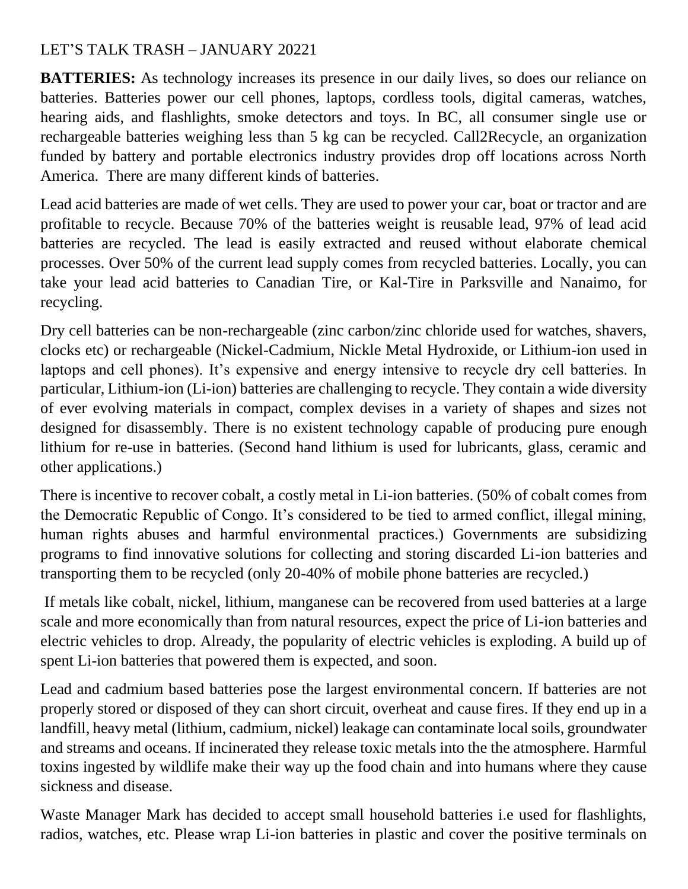LET'S TALK TRASH – JANUARY 20221

**BATTERIES:** As technology increases its presence in our daily lives, so does our reliance on batteries. Batteries power our cell phones, laptops, cordless tools, digital cameras, watches, hearing aids, and flashlights, smoke detectors and toys. In BC, all consumer single use or rechargeable batteries weighing less than 5 kg can be recycled. Call2Recycle, an organization funded by battery and portable electronics industry provides drop off locations across North America. There are many different kinds of batteries.

Lead acid batteries are made of wet cells. They are used to power your car, boat or tractor and are profitable to recycle. Because 70% of the batteries weight is reusable lead, 97% of lead acid batteries are recycled. The lead is easily extracted and reused without elaborate chemical processes. Over 50% of the current lead supply comes from recycled batteries. Locally, you can take your lead acid batteries to Canadian Tire, or Kal-Tire in Parksville and Nanaimo, for recycling.

Dry cell batteries can be non-rechargeable (zinc carbon/zinc chloride used for watches, shavers, clocks etc) or rechargeable (Nickel-Cadmium, Nickle Metal Hydroxide, or Lithium-ion used in laptops and cell phones). It's expensive and energy intensive to recycle dry cell batteries. In particular, Lithium-ion (Li-ion) batteries are challenging to recycle. They contain a wide diversity of ever evolving materials in compact, complex devises in a variety of shapes and sizes not designed for disassembly. There is no existent technology capable of producing pure enough lithium for re-use in batteries. (Second hand lithium is used for lubricants, glass, ceramic and other applications.)

There is incentive to recover cobalt, a costly metal in Li-ion batteries. (50% of cobalt comes from the Democratic Republic of Congo. It's considered to be tied to armed conflict, illegal mining, human rights abuses and harmful environmental practices.) Governments are subsidizing programs to find innovative solutions for collecting and storing discarded Li-ion batteries and transporting them to be recycled (only 20-40% of mobile phone batteries are recycled.)

If metals like cobalt, nickel, lithium, manganese can be recovered from used batteries at a large scale and more economically than from natural resources, expect the price of Li-ion batteries and electric vehicles to drop. Already, the popularity of electric vehicles is exploding. A build up of spent Li-ion batteries that powered them is expected, and soon.

Lead and cadmium based batteries pose the largest environmental concern. If batteries are not properly stored or disposed of they can short circuit, overheat and cause fires. If they end up in a landfill, heavy metal (lithium, cadmium, nickel) leakage can contaminate local soils, groundwater and streams and oceans. If incinerated they release toxic metals into the the atmosphere. Harmful toxins ingested by wildlife make their way up the food chain and into humans where they cause sickness and disease.

Waste Manager Mark has decided to accept small household batteries i.e used for flashlights, radios, watches, etc. Please wrap Li-ion batteries in plastic and cover the positive terminals on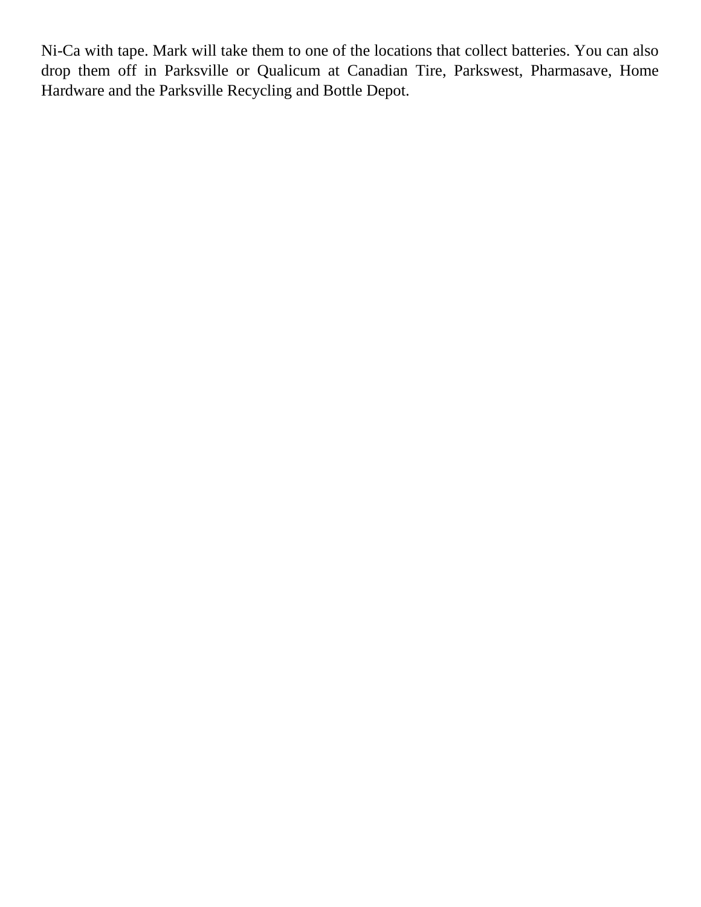Ni-Ca with tape. Mark will take them to one of the locations that collect batteries. You can also drop them off in Parksville or Qualicum at Canadian Tire, Parkswest, Pharmasave, Home Hardware and the Parksville Recycling and Bottle Depot.